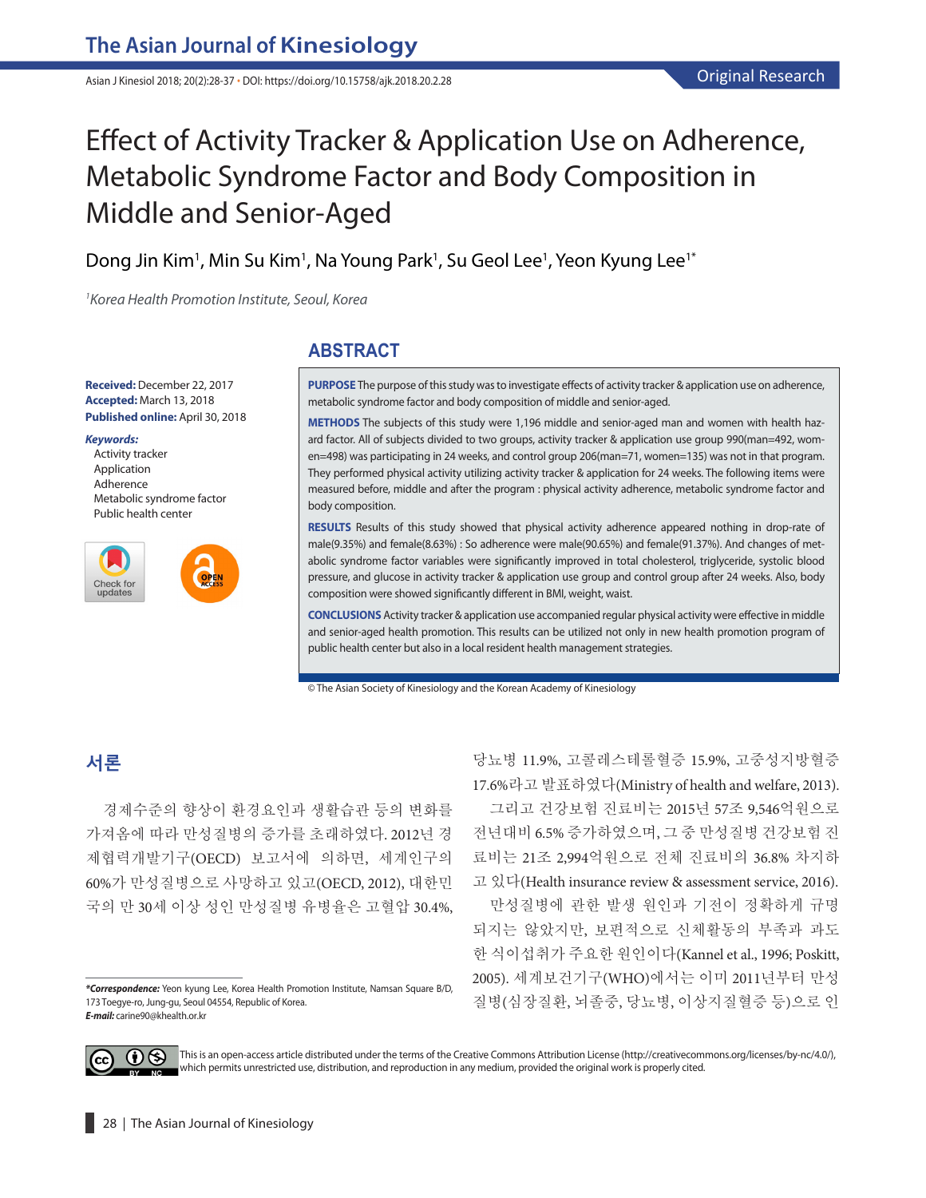# Effect of Activity Tracker & Application Use on Adherence, Metabolic Syndrome Factor and Body Composition in Middle and Senior-Aged

Dong Jin Kim[1], Min Su Kim[1], Na Young Park[1], Su Geol Lee[1], Yeon Kyung Lee[1*]

[1]*Korea Health Promotion Institute, Seoul, Korea*

**Received:** December 22, 2017
**Accepted:** March 13, 2018
**Published online:** April 30, 2018

***Keywords:***
Activity tracker
Application
Adherence
Metabolic syndrome factor
Public health center

## ABSTRACT

**PURPOSE** The purpose of this study was to investigate effects of activity tracker & application use on adherence, metabolic syndrome factor and body composition of middle and senior-aged.

**METHODS** The subjects of this study were 1,196 middle and senior-aged man and women with health hazard factor. All of subjects divided to two groups, activity tracker & application use group 990(man=492, women=498) was participating in 24 weeks, and control group 206(man=71, women=135) was not in that program. They performed physical activity utilizing activity tracker & application for 24 weeks. The following items were measured before, middle and after the program : physical activity adherence, metabolic syndrome factor and body composition.

**RESULTS** Results of this study showed that physical activity adherence appeared nothing in drop-rate of male(9.35%) and female(8.63%) : So adherence were male(90.65%) and female(91.37%). And changes of metabolic syndrome factor variables were significantly improved in total cholesterol, triglyceride, systolic blood pressure, and glucose in activity tracker & application use group and control group after 24 weeks. Also, body composition were showed significantly different in BMI, weight, waist.

**CONCLUSIONS** Activity tracker & application use accompanied regular physical activity were effective in middle and senior-aged health promotion. This results can be utilized not only in new health promotion program of public health center but also in a local resident health management strategies.

© The Asian Society of Kinesiology and the Korean Academy of Kinesiology

## 서론

경제수준의 향상이 환경요인과 생활습관 등의 변화를 가져옴에 따라 만성질병의 증가를 초래하였다. 2012년 경제협력개발기구(OECD) 보고서에 의하면, 세계인구의 60%가 만성질병으로 사망하고 있고(OECD, 2012), 대한민국의 만 30세 이상 성인 만성질병 유병율은 고혈압 30.4%, 당뇨병 11.9%, 고콜레스테롤혈증 15.9%, 고중성지방혈증 17.6%라고 발표하였다(Ministry of health and welfare, 2013).

그리고 건강보험 진료비는 2015년 57조 9,546억원으로 전년대비 6.5% 증가하였으며, 그 중 만성질병 건강보험 진료비는 21조 2,994억원으로 전체 진료비의 36.8% 차지하고 있다(Health insurance review & assessment service, 2016).

만성질병에 관한 발생 원인과 기전이 정확하게 규명되지는 않았지만, 보편적으로 신체활동의 부족과 과도한 식이섭취가 주요한 원인이다(Kannel et al., 1996; Poskitt, 2005). 세계보건기구(WHO)에서는 이미 2011년부터 만성질병(심장질환, 뇌졸중, 당뇨병, 이상지질혈증 등)으로 인

***Correspondence:** Yeon kyung Lee, Korea Health Promotion Institute, Namsan Square B/D, 173 Toegye-ro, Jung-gu, Seoul 04554, Republic of Korea.
***E-mail:*** carine90@khealth.or.kr

This is an open-access article distributed under the terms of the Creative Commons Attribution License (http://creativecommons.org/licenses/by-nc/4.0/), which permits unrestricted use, distribution, and reproduction in any medium, provided the original work is properly cited.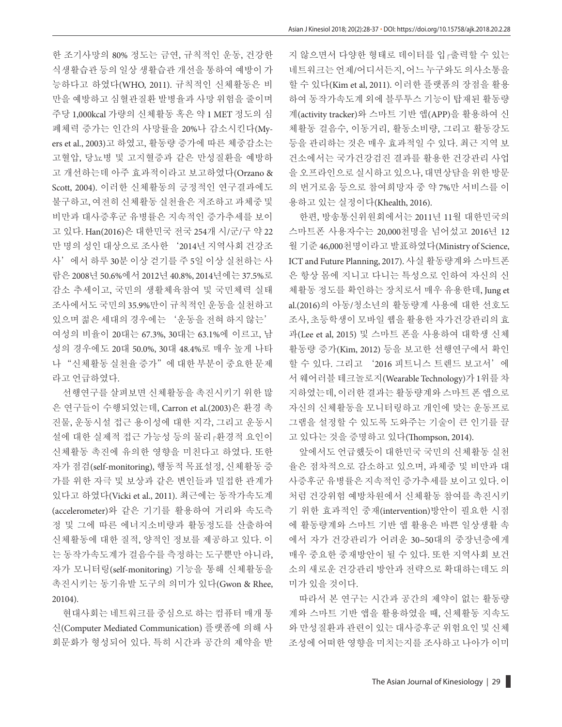한 조기사망의 80% 정도는 금연, 규칙적인 운동, 건강한 식생활습관 등의 일상 생활습관 개선을 통하여 예방이 가능하다고 하였다(WHO, 2011). 규칙적인 신체활동은 비만을 예방하고 심혈관질환 발병율과 사망 위험을 줄이며 주당 1,000kcal 가량의 신체활동 혹은 약 1 MET 정도의 심폐체력 증가는 인간의 사망률을 20%나 감소시킨다(Myers et al., 2003)고 하였고, 활동량 증가에 따른 체중감소는 고혈압, 당뇨병 및 고지혈증과 같은 만성질환을 예방하고 개선하는데 아주 효과적이라고 보고하였다(Orzano & Scott, 2004). 이러한 신체활동의 긍정적인 연구결과에도 불구하고, 여전히 신체활동 실천율은 저조하고 과체중 및 비만과 대사증후군 유병률은 지속적인 증가추세를 보이고 있다. Han(2016)은 대한민국 전국 254개 시/군/구 약 22만 명의 성인 대상으로 조사한 '2014년 지역사회 건강조사'에서 하루 30분 이상 걷기를 주 5일 이상 실천하는 사람은 2008년 50.6%에서 2012년 40.8%, 2014년에는 37.5%로 감소 추세이고, 국민의 생활체육참여 및 국민체력 실태조사에서도 국민의 35.9%만이 규칙적인 운동을 실천하고 있으며 젊은 세대의 경우에는 '운동을 전혀 하지 않는' 여성의 비율이 20대는 67.3%, 30대는 63.1%에 이르고, 남성의 경우에도 20대 50.0%, 30대 48.4%로 매우 높게 나타나 "신체활동 실천율 증가"에 대한 부분이 중요한 문제라고 언급하였다.

선행연구를 살펴보면 신체활동을 촉진시키기 위한 많은 연구들이 수행되었는데, Carron et al.(2003)은 환경 촉진물, 운동시설 접근 용이성에 대한 지각, 그리고 운동시설에 대한 실제적 접근 가능성 등의 물리·환경적 요인이 신체활동 촉진에 유의한 영향을 미친다고 하였다. 또한 자가 점검(self-monitoring), 행동적 목표설정, 신체활동 증가를 위한 자극 및 보상과 같은 변인들과 밀접한 관계가 있다고 하였다(Vicki et al., 2011). 최근에는 동작가속도계(accelerometer)와 같은 기기를 활용하여 거리와 속도측정 및 그에 따른 에너지소비량과 활동정도를 산출하여 신체활동에 대한 질적, 양적인 정보를 제공하고 있다. 이는 동작가속도계가 걸음수를 측정하는 도구뿐만 아니라, 자가 모니터링(self-monitoring) 기능을 통해 신체활동을 촉진시키는 동기유발 도구의 의미가 있다(Gwon & Rhee, 20104).

현대사회는 네트워크를 중심으로 하는 컴퓨터 매개 통신(Computer Mediated Communication) 플랫폼에 의해 사회문화가 형성되어 있다. 특히 시간과 공간의 제약을 받지 않으면서 다양한 형태로 데이터를 입·출력할 수 있는 네트워크는 언제/어디서든지, 어느 누구와도 의사소통을 할 수 있다(Kim et al, 2011). 이러한 플랫폼의 장점을 활용하여 동작가속도계 외에 블루투스 기능이 탑재된 활동량계(activity tracker)와 스마트 기반 앱(APP)을 활용하여 신체활동 걸음수, 이동거리, 활동소비량, 그리고 활동강도 등을 관리하는 것은 매우 효과적일 수 있다. 최근 지역 보건소에서는 국가건강검진 결과를 활용한 건강관리 사업을 오프라인으로 실시하고 있으나, 대면상담을 위한 방문의 번거로움 등으로 참여희망자 중 약 7%만 서비스를 이용하고 있는 실정이다(Khealth, 2016).

한편, 방송통신위원회에서는 2011년 11월 대한민국의 스마트폰 사용자수는 20,000천명을 넘어섰고 2016년 12월 기준 46,000천명이라고 발표하였다(Ministry of Science, ICT and Future Planning, 2017). 사실 활동량계와 스마트폰은 항상 몸에 지니고 다니는 특성으로 인하여 자신의 신체활동 정도를 확인하는 장치로서 매우 유용한데, Jung et al.(2016)의 아동/청소년의 활동량계 사용에 대한 선호도 조사, 초등학생이 모바일 웹을 활용한 자가건강관리의 효과(Lee et al, 2015) 및 스마트 폰을 사용하여 대학생 신체활동량 증가(Kim, 2012) 등을 보고한 선행연구에서 확인할 수 있다. 그리고 '2016 피트니스 트렌드 보고서'에서 웨어러블 테크놀로지(Wearable Technology)가 1위를 차지하였는데, 이러한 결과는 활동량계와 스마트 폰 앱으로 자신의 신체활동을 모니터링하고 개인에 맞는 운동프로그램을 설정할 수 있도록 도와주는 기술이 큰 인기를 끌고 있다는 것을 증명하고 있다(Thompson, 2014).

앞에서도 언급했듯이 대한민국 국민의 신체활동 실천율은 점차적으로 감소하고 있으며, 과체중 및 비만과 대사증후군 유병률은 지속적인 증가추세를 보이고 있다. 이처럼 건강위험 예방차원에서 신체활동 참여를 촉진시키기 위한 효과적인 중재(intervention)방안이 필요한 시점에 활동량계와 스마트 기반 앱 활용은 바쁜 일상생활 속에서 자가 건강관리가 어려운 30~50대의 중장년층에게 매우 중요한 중재방안이 될 수 있다. 또한 지역사회 보건소의 새로운 건강관리 방안과 전략으로 확대하는데도 의미가 있을 것이다.

따라서 본 연구는 시간과 공간의 제약이 없는 활동량계와 스마트 기반 앱을 활용하였을 때, 신체활동 지속도와 만성질환과 관련이 있는 대사증후군 위험요인 및 신체조성에 어떠한 영향을 미치는지를 조사하고 나아가 이미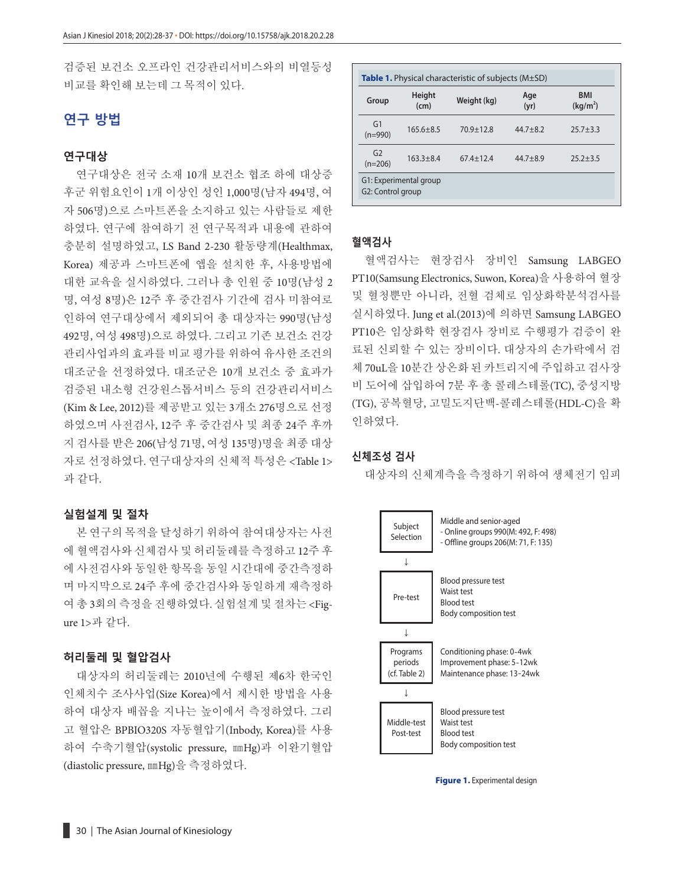검증된 보건소 오프라인 건강관리서비스와의 비열등성 비교를 확인해 보는데 그 목적이 있다.

## 연구 방법

### 연구대상

연구대상은 전국 소재 10개 보건소 협조 하에 대상증후군 위험요인이 1개 이상인 성인 1,000명(남자 494명, 여자 506명)으로 스마트폰을 소지하고 있는 사람들로 제한하였다. 연구에 참여하기 전 연구목적과 내용에 관하여 충분히 설명하였고, LS Band 2-230 활동량계(Healthmax, Korea) 제공과 스마트폰에 앱을 설치한 후, 사용방법에 대한 교육을 실시하였다. 그러나 총 인원 중 10명(남성 2명, 여성 8명)은 12주 후 중간검사 기간에 검사 미참여로 인하여 연구대상에서 제외되어 총 대상자는 990명(남성 492명, 여성 498명)으로 하였다. 그리고 기존 보건소 건강관리사업과의 효과를 비교 평가를 위하여 유사한 조건의 대조군을 선정하였다. 대조군은 10개 보건소 중 효과가 검증된 내소형 건강윈스톱서비스 등의 건강관리서비스(Kim & Lee, 2012)를 제공받고 있는 3개소 276명으로 선정하였으며 사전검사, 12주 후 중간검사 및 최종 24주 후까지 검사를 받은 206(남성 71명, 여성 135명)명을 최종 대상자로 선정하였다. 연구대상자의 신체적 특성은 <Table 1>과 같다.

**Table 1.** Physical characteristic of subjects (M±SD)

| Group | Height (cm) | Weight (kg) | Age (yr) | BMI (kg/m²) |
|---|---|---|---|---|
| G1 (n=990) | 165.6±8.5 | 70.9±12.8 | 44.7±8.2 | 25.7±3.3 |
| G2 (n=206) | 163.3±8.4 | 67.4±12.4 | 44.7±8.9 | 25.2±3.5 |

G1: Experimental group
G2: Control group

### 실험설계 및 절차

본 연구의 목적을 달성하기 위하여 참여대상자는 사전에 혈액검사와 신체검사 및 허리둘레를 측정하고 12주 후에 사전검사와 동일한 항목을 동일 시간대에 중간측정하며 마지막으로 24주 후에 중간검사와 동일하게 재측정하여 총 3회의 측정을 진행하였다. 실험설계 및 절차는 <Figure 1>과 같다.

| | |
|---|---|
| Subject Selection | Middle and senior-aged<br>- Online groups 990(M: 492, F: 498)<br>- Offline groups 206(M: 71, F: 135) |
| ↓ | |
| Pre-test | Blood pressure test<br>Waist test<br>Blood test<br>Body composition test |
| ↓ | |
| Programs periods (cf. Table 2) | Conditioning phase: 0-4wk<br>Improvement phase: 5-12wk<br>Maintenance phase: 13-24wk |
| ↓ | |
| Middle-test Post-test | Blood pressure test<br>Waist test<br>Blood test<br>Body composition test |

**Figure 1.** Experimental design

### 허리둘레 및 혈압검사

대상자의 허리둘레는 2010년에 수행된 제6차 한국인 인체치수 조사사업(Size Korea)에서 제시한 방법을 사용하여 대상자 배꼽을 지나는 높이에서 측정하였다. 그리고 혈압은 BPBIO320S 자동혈압기(Inbody, Korea)를 사용하여 수축기혈압(systolic pressure, ㎜Hg)과 이완기혈압(diastolic pressure, ㎜Hg)을 측정하였다.

### 혈액검사

혈액검사는 현장검사 장비인 Samsung LABGEO PT10(Samsung Electronics, Suwon, Korea)을 사용하여 혈장 및 혈청뿐만 아니라, 전혈 검체로 임상화학분석검사를 실시하였다. Jung et al.(2013)에 의하면 Samsung LABGEO PT10은 임상화학 현장검사 장비로 수행평가 검증이 완료된 신뢰할 수 있는 장비이다. 대상자의 손가락에서 검체 70uL을 10분간 상온화 된 카트리지에 주입하고 검사장비 도어에 삽입하여 7분 후 총 콜레스테롤(TC), 중성지방(TG), 공복혈당, 고밀도지단백-콜레스테롤(HDL-C)을 확인하였다.

### 신체조성 검사

대상자의 신체계측을 측정하기 위하여 생체전기 임피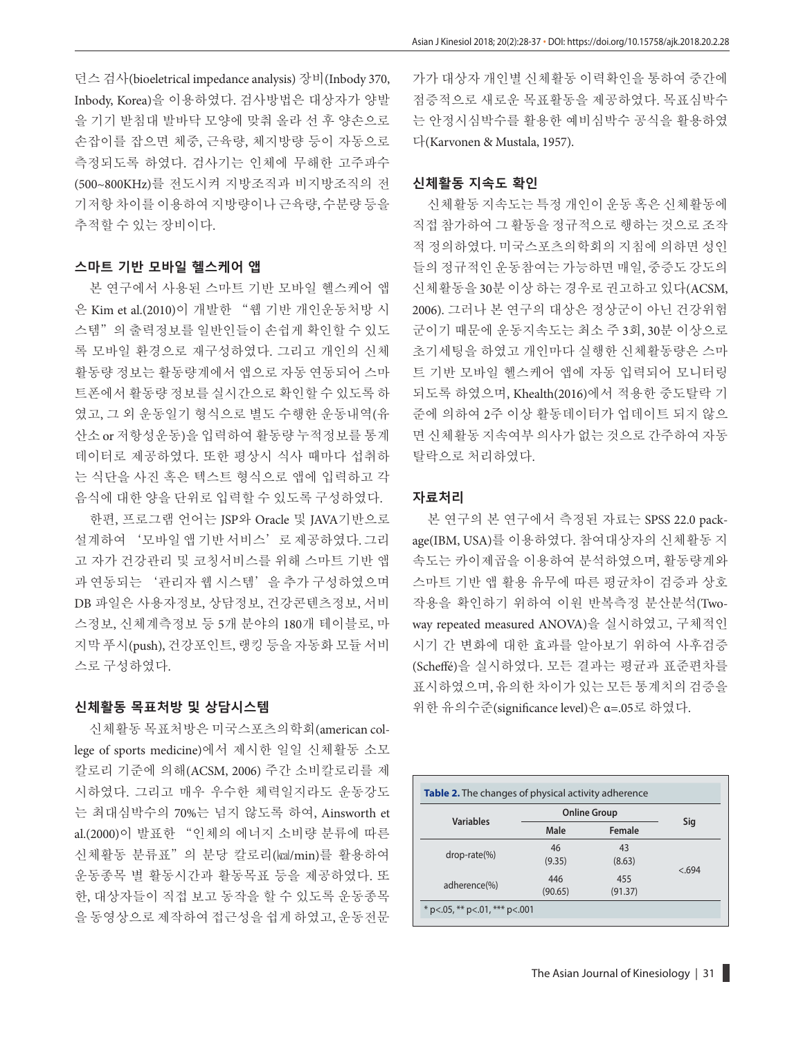던스 검사(bioeletrical impedance analysis) 장비(Inbody 370, Inbody, Korea)을 이용하였다. 검사방법은 대상자가 양발을 기기 받침대 발바닥 모양에 맞춰 올라 선 후 양손으로 손잡이를 잡으면 체중, 근육량, 체지방량 등이 자동으로 측정되도록 하였다. 검사기는 인체에 무해한 고주파수(500~800KHz)를 전도시켜 지방조직과 비지방조직의 전기저항 차이를 이용하여 지방량이나 근육량, 수분량 등을 추적할 수 있는 장비이다.

### 스마트 기반 모바일 헬스케어 앱

본 연구에서 사용된 스마트 기반 모바일 헬스케어 앱은 Kim et al.(2010)이 개발한 "웹 기반 개인운동처방 시스템"의 출력정보를 일반인들이 손쉽게 확인할 수 있도록 모바일 환경으로 재구성하였다. 그리고 개인의 신체활동량 정보는 활동량계에서 앱으로 자동 연동되어 스마트폰에서 활동량 정보를 실시간으로 확인할 수 있도록 하였고, 그 외 운동일기 형식으로 별도 수행한 운동내역(유산소 or 저항성운동)을 입력하여 활동량 누적정보를 통계데이터로 제공하였다. 또한 평상시 식사 때마다 섭취하는 식단을 사진 혹은 텍스트 형식으로 앱에 입력하고 각 음식에 대한 양을 단위로 입력할 수 있도록 구성하였다.

한편, 프로그램 언어는 JSP와 Oracle 및 JAVA기반으로 설계하여 '모바일 앱 기반 서비스'로 제공하였다. 그리고 자가 건강관리 및 코칭서비스를 위해 스마트 기반 앱과 연동되는 '관리자 웹 시스템'을 추가 구성하였으며 DB 파일은 사용자정보, 상담정보, 건강콘텐츠정보, 서비스정보, 신체계측정보 등 5개 분야의 180개 테이블로, 마지막 푸시(push), 건강포인트, 랭킹 등을 자동화 모듈 서비스로 구성하였다.

### 신체활동 목표처방 및 상담시스템

신체활동 목표처방은 미국스포츠의학회(american college of sports medicine)에서 제시한 일일 신체활동 소모 칼로리 기준에 의해(ACSM, 2006) 주간 소비칼로리를 제시하였다. 그리고 매우 우수한 체력일지라도 운동강도는 최대심박수의 70%는 넘지 않도록 하여, Ainsworth et al.(2000)이 발표한 "인체의 에너지 소비량 분류에 따른 신체활동 분류표"의 분당 칼로리(㎉/min)를 활용하여 운동종목 별 활동시간과 활동목표 등을 제공하였다. 또한, 대상자들이 직접 보고 동작을 할 수 있도록 운동종목을 동영상으로 제작하여 접근성을 쉽게 하였고, 운동전문가가 대상자 개인별 신체활동 이력확인을 통하여 중간에 점증적으로 새로운 목표활동을 제공하였다. 목표심박수는 안정시심박수를 활용한 예비심박수 공식을 활용하였다(Karvonen & Mustala, 1957).

### 신체활동 지속도 확인

신체활동 지속도는 특정 개인이 운동 혹은 신체활동에 직접 참가하여 그 활동을 정규적으로 행하는 것으로 조작적 정의하였다. 미국스포츠의학회의 지침에 의하면 성인들의 정규적인 운동참여는 가능하면 매일, 중증도 강도의 신체활동을 30분 이상 하는 경우로 권고하고 있다(ACSM, 2006). 그러나 본 연구의 대상은 정상군이 아닌 건강위험군이기 때문에 운동지속도는 최소 주 3회, 30분 이상으로 초기세팅을 하였고 개인마다 실행한 신체활동량은 스마트 기반 모바일 헬스케어 앱에 자동 입력되어 모니터링되도록 하였으며, Khealth(2016)에서 적용한 중도탈락 기준에 의하여 2주 이상 활동데이터가 업데이트 되지 않으면 신체활동 지속여부 의사가 없는 것으로 간주하여 자동탈락으로 처리하였다.

### 자료처리

본 연구의 본 연구에서 측정된 자료는 SPSS 22.0 package(IBM, USA)를 이용하였다. 참여대상자의 신체활동 지속도는 카이제곱을 이용하여 분석하였으며, 활동량계와 스마트 기반 앱 활용 유무에 따른 평균차이 검증과 상호작용을 확인하기 위하여 이원 반복측정 분산분석(Two-way repeated measured ANOVA)을 실시하였고, 구체적인 시기 간 변화에 대한 효과를 알아보기 위하여 사후검증(Scheffé)을 실시하였다. 모든 결과는 평균과 표준편차를 표시하였으며, 유의한 차이가 있는 모든 통계치의 검증을 위한 유의수준(significance level)은 α=.05로 하였다.

**Table 2.** The changes of physical activity adherence

| Variables | Online Group | | Sig |
|---|---|---|---|
| | Male | Female | |
| drop-rate(%) | 46 (9.35) | 43 (8.63) | <.694 |
| adherence(%) | 446 (90.65) | 455 (91.37) | |

* p<.05, ** p<.01, *** p<.001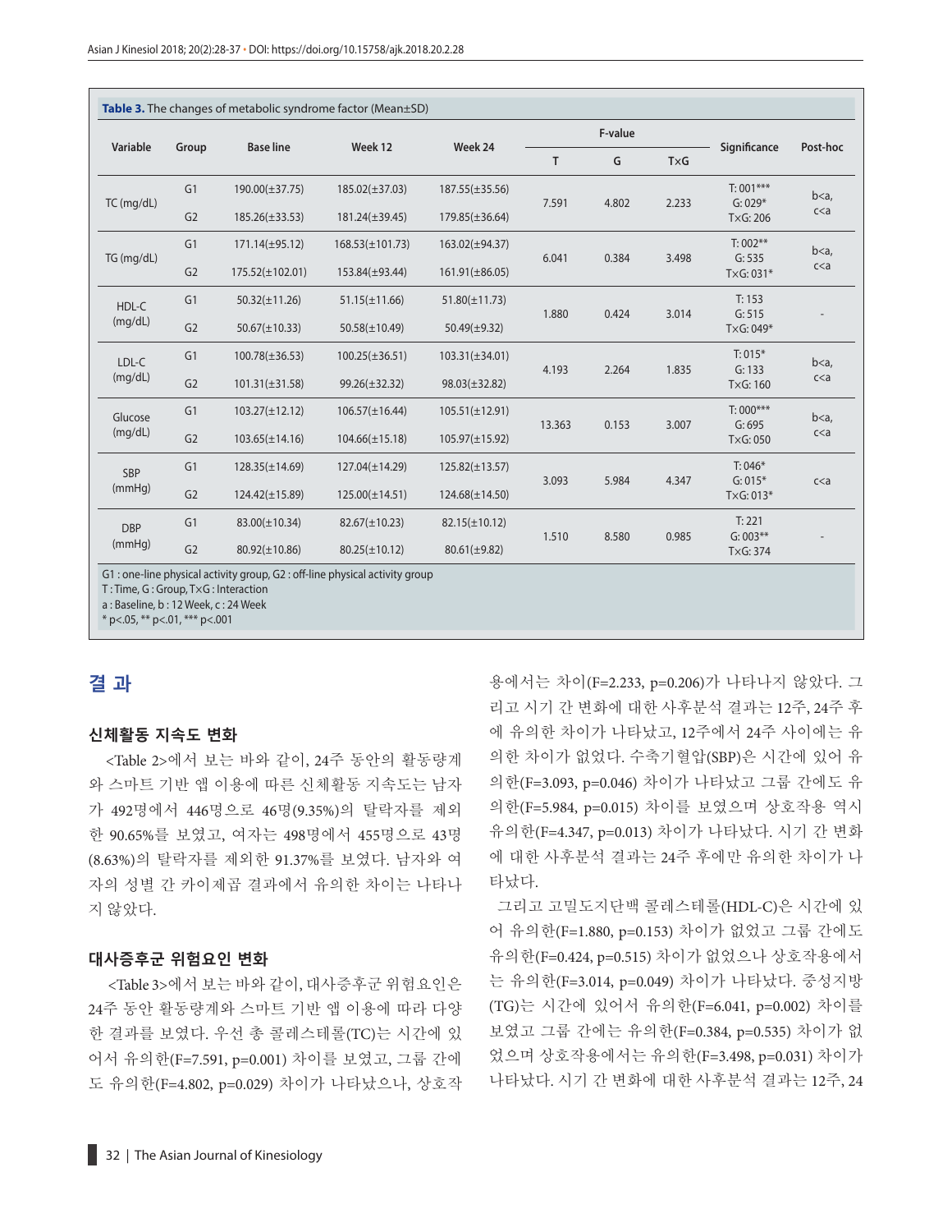**Table 3.** The changes of metabolic syndrome factor (Mean±SD)

| Variable | Group | Base line | Week 12 | Week 24 | F-value | | | Significance | Post-hoc |
|---|---|---|---|---|---|---|---|---|---|
| | | | | | T | G | T×G | | |
| TC (mg/dL) | G1 | 190.00(±37.75) | 185.02(±37.03) | 187.55(±35.56) | 7.591 | 4.802 | 2.233 | T: 001*** G: 029* T×G: 206 | b<a, c<a |
| | G2 | 185.26(±33.53) | 181.24(±39.45) | 179.85(±36.64) | | | | | |
| TG (mg/dL) | G1 | 171.14(±95.12) | 168.53(±101.73) | 163.02(±94.37) | 6.041 | 0.384 | 3.498 | T: 002** G: 535 T×G: 031* | b<a, c<a |
| | G2 | 175.52(±102.01) | 153.84(±93.44) | 161.91(±86.05) | | | | | |
| HDL-C (mg/dL) | G1 | 50.32(±11.26) | 51.15(±11.66) | 51.80(±11.73) | 1.880 | 0.424 | 3.014 | T: 153 G: 515 T×G: 049* | - |
| | G2 | 50.67(±10.33) | 50.58(±10.49) | 50.49(±9.32) | | | | | |
| LDL-C (mg/dL) | G1 | 100.78(±36.53) | 100.25(±36.51) | 103.31(±34.01) | 4.193 | 2.264 | 1.835 | T: 015* G: 133 T×G: 160 | b<a, c<a |
| | G2 | 101.31(±31.58) | 99.26(±32.32) | 98.03(±32.82) | | | | | |
| Glucose (mg/dL) | G1 | 103.27(±12.12) | 106.57(±16.44) | 105.51(±12.91) | 13.363 | 0.153 | 3.007 | T: 000*** G: 695 T×G: 050 | b<a, c<a |
| | G2 | 103.65(±14.16) | 104.66(±15.18) | 105.97(±15.92) | | | | | |
| SBP (mmHg) | G1 | 128.35(±14.69) | 127.04(±14.29) | 125.82(±13.57) | 3.093 | 5.984 | 4.347 | T: 046* G: 015* T×G: 013* | c<a |
| | G2 | 124.42(±15.89) | 125.00(±14.51) | 124.68(±14.50) | | | | | |
| DBP (mmHg) | G1 | 83.00(±10.34) | 82.67(±10.23) | 82.15(±10.12) | 1.510 | 8.580 | 0.985 | T: 221 G: 003** T×G: 374 | - |
| | G2 | 80.92(±10.86) | 80.25(±10.12) | 80.61(±9.82) | | | | | |

G1 : one-line physical activity group, G2 : off-line physical activity group
T : Time, G : Group, T×G : Interaction
a : Baseline, b : 12 Week, c : 24 Week
* p<.05, ** p<.01, *** p<.001

## 결 과

### 신체활동 지속도 변화

<Table 2>에서 보는 바와 같이, 24주 동안의 활동량계와 스마트 기반 앱 이용에 따른 신체활동 지속도는 남자가 492명에서 446명으로 46명(9.35%)의 탈락자를 제외한 90.65%를 보였고, 여자는 498명에서 455명으로 43명(8.63%)의 탈락자를 제외한 91.37%를 보였다. 남자와 여자의 성별 간 카이제곱 결과에서 유의한 차이는 나타나지 않았다.

### 대사증후군 위험요인 변화

<Table 3>에서 보는 바와 같이, 대사증후군 위험요인은 24주 동안 활동량계와 스마트 기반 앱 이용에 따라 다양한 결과를 보였다. 우선 총 콜레스테롤(TC)는 시간에 있어서 유의한(F=7.591, p=0.001) 차이를 보였고, 그룹 간에도 유의한(F=4.802, p=0.029) 차이가 나타났으나, 상호작용에서는 차이(F=2.233, p=0.206)가 나타나지 않았다. 그리고 시기 간 변화에 대한 사후분석 결과는 12주, 24주 후에 유의한 차이가 나타났고, 12주에서 24주 사이에는 유의한 차이가 없었다. 수축기혈압(SBP)은 시간에 있어 유의한(F=3.093, p=0.046) 차이가 나타났고 그룹 간에도 유의한(F=5.984, p=0.015) 차이를 보였으며 상호작용 역시 유의한(F=4.347, p=0.013) 차이가 나타났다. 시기 간 변화에 대한 사후분석 결과는 24주 후에만 유의한 차이가 나타났다.

그리고 고밀도지단백 콜레스테롤(HDL-C)은 시간에 있어 유의한(F=1.880, p=0.153) 차이가 없었고 그룹 간에도 유의한(F=0.424, p=0.515) 차이가 없었으나 상호작용에서는 유의한(F=3.014, p=0.049) 차이가 나타났다. 중성지방(TG)는 시간에 있어서 유의한(F=6.041, p=0.002) 차이를 보였고 그룹 간에는 유의한(F=0.384, p=0.535) 차이가 없었으며 상호작용에서는 유의한(F=3.498, p=0.031) 차이가 나타났다. 시기 간 변화에 대한 사후분석 결과는 12주, 24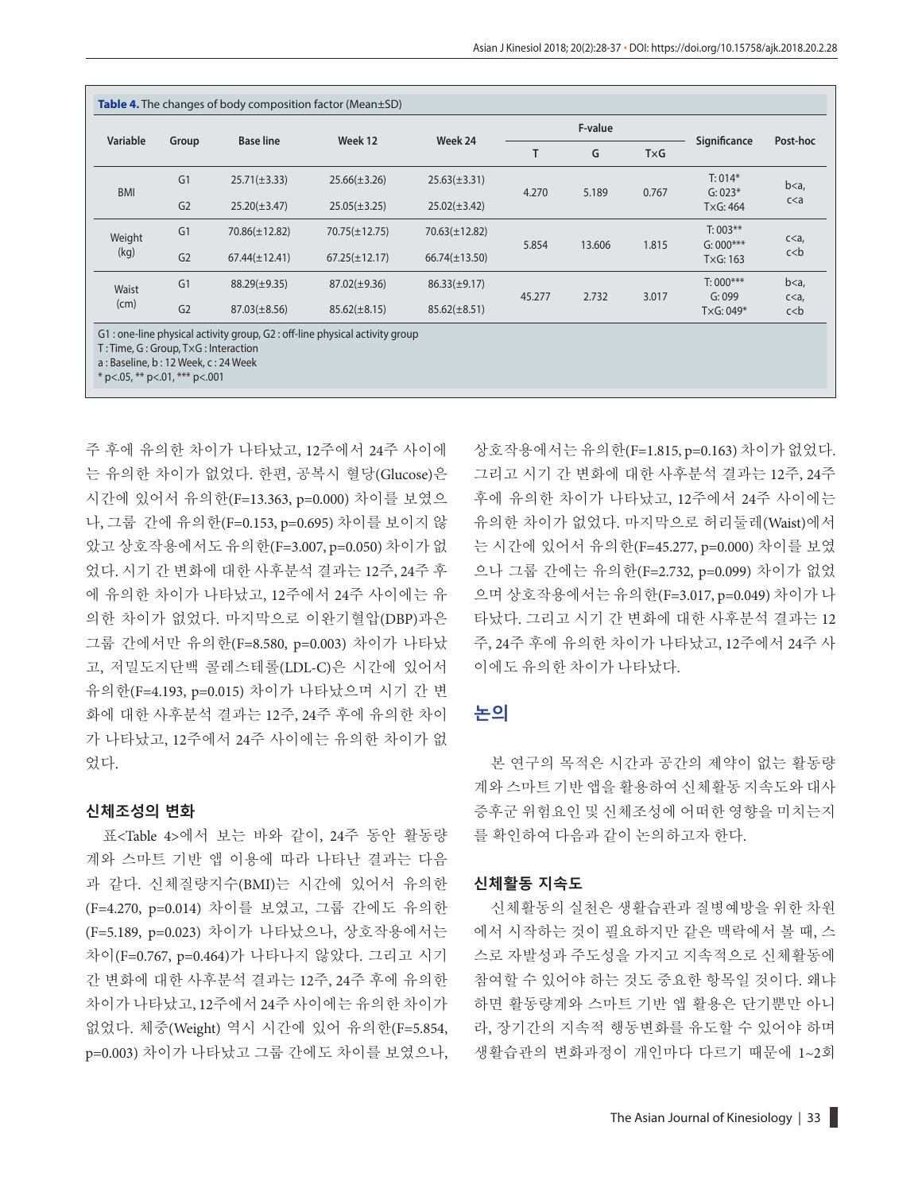**Table 4.** The changes of body composition factor (Mean±SD)

| Variable | Group | Base line | Week 12 | Week 24 | F-value | | | Significance | Post-hoc |
|---|---|---|---|---|---|---|---|---|---|
| | | | | | T | G | T×G | | |
| BMI | G1 | 25.71(±3.33) | 25.66(±3.26) | 25.63(±3.31) | 4.270 | 5.189 | 0.767 | T: 014* G: 023* T×G: 464 | b<a, c<a |
| | G2 | 25.20(±3.47) | 25.05(±3.25) | 25.02(±3.42) | | | | | |
| Weight (kg) | G1 | 70.86(±12.82) | 70.75(±12.75) | 70.63(±12.82) | 5.854 | 13.606 | 1.815 | T: 003** G: 000*** T×G: 163 | c<a, c<b |
| | G2 | 67.44(±12.41) | 67.25(±12.17) | 66.74(±13.50) | | | | | |
| Waist (cm) | G1 | 88.29(±9.35) | 87.02(±9.36) | 86.33(±9.17) | 45.277 | 2.732 | 3.017 | T: 000*** G: 099 T×G: 049* | b<a, c<a, c<b |
| | G2 | 87.03(±8.56) | 85.62(±8.15) | 85.62(±8.51) | | | | | |

G1 : one-line physical activity group, G2 : off-line physical activity group
T : Time, G : Group, T×G : Interaction
a : Baseline, b : 12 Week, c : 24 Week
* p<.05, ** p<.01, *** p<.001

주 후에 유의한 차이가 나타났고, 12주에서 24주 사이에는 유의한 차이가 없었다. 한편, 공복시 혈당(Glucose)은 시간에 있어서 유의한(F=13.363, p=0.000) 차이를 보였으나, 그룹 간에 유의한(F=0.153, p=0.695) 차이를 보이지 않았고 상호작용에서도 유의한(F=3.007, p=0.050) 차이가 없었다. 시기 간 변화에 대한 사후분석 결과는 12주, 24주 후에 유의한 차이가 나타났고, 12주에서 24주 사이에는 유의한 차이가 없었다. 마지막으로 이완기혈압(DBP)과은 그룹 간에서만 유의한(F=8.580, p=0.003) 차이가 나타났고, 저밀도지단백 콜레스테롤(LDL-C)은 시간에 있어서 유의한(F=4.193, p=0.015) 차이가 나타났으며 시기 간 변화에 대한 사후분석 결과는 12주, 24주 후에 유의한 차이가 나타났고, 12주에서 24주 사이에는 유의한 차이가 없었다.

### 신체조성의 변화

표<Table 4>에서 보는 바와 같이, 24주 동안 활동량계와 스마트 기반 앱 이용에 따라 나타난 결과는 다음과 같다. 신체질량지수(BMI)는 시간에 있어서 유의한(F=4.270, p=0.014) 차이를 보였고, 그룹 간에도 유의한(F=5.189, p=0.023) 차이가 나타났으나, 상호작용에서는 차이(F=0.767, p=0.464)가 나타나지 않았다. 그리고 시기 간 변화에 대한 사후분석 결과는 12주, 24주 후에 유의한 차이가 나타났고, 12주에서 24주 사이에는 유의한 차이가 없었다. 체중(Weight) 역시 시간에 있어 유의한(F=5.854, p=0.003) 차이가 나타났고 그룹 간에도 차이를 보였으나, 상호작용에서는 유의한(F=1.815, p=0.163) 차이가 없었다. 그리고 시기 간 변화에 대한 사후분석 결과는 12주, 24주 후에 유의한 차이가 나타났고, 12주에서 24주 사이에는 유의한 차이가 없었다. 마지막으로 허리둘레(Waist)에서는 시간에 있어서 유의한(F=45.277, p=0.000) 차이를 보였으나 그룹 간에는 유의한(F=2.732, p=0.099) 차이가 없었으며 상호작용에서는 유의한(F=3.017, p=0.049) 차이가 나타났다. 그리고 시기 간 변화에 대한 사후분석 결과는 12주, 24주 후에 유의한 차이가 나타났고, 12주에서 24주 사이에도 유의한 차이가 나타났다.

## 논의

본 연구의 목적은 시간과 공간의 제약이 없는 활동량계와 스마트 기반 앱을 활용하여 신체활동 지속도와 대사증후군 위험요인 및 신체조성에 어떠한 영향을 미치는지를 확인하여 다음과 같이 논의하고자 한다.

### 신체활동 지속도

신체활동의 실천은 생활습관과 질병예방을 위한 차원에서 시작하는 것이 필요하지만 같은 맥락에서 볼 때, 스스로 자발성과 주도성을 가지고 지속적으로 신체활동에 참여할 수 있어야 하는 것도 중요한 항목일 것이다. 왜냐하면 활동량계와 스마트 기반 앱 활용은 단기뿐만 아니라, 장기간의 지속적 행동변화를 유도할 수 있어야 하며 생활습관의 변화과정이 개인마다 다르기 때문에 1~2회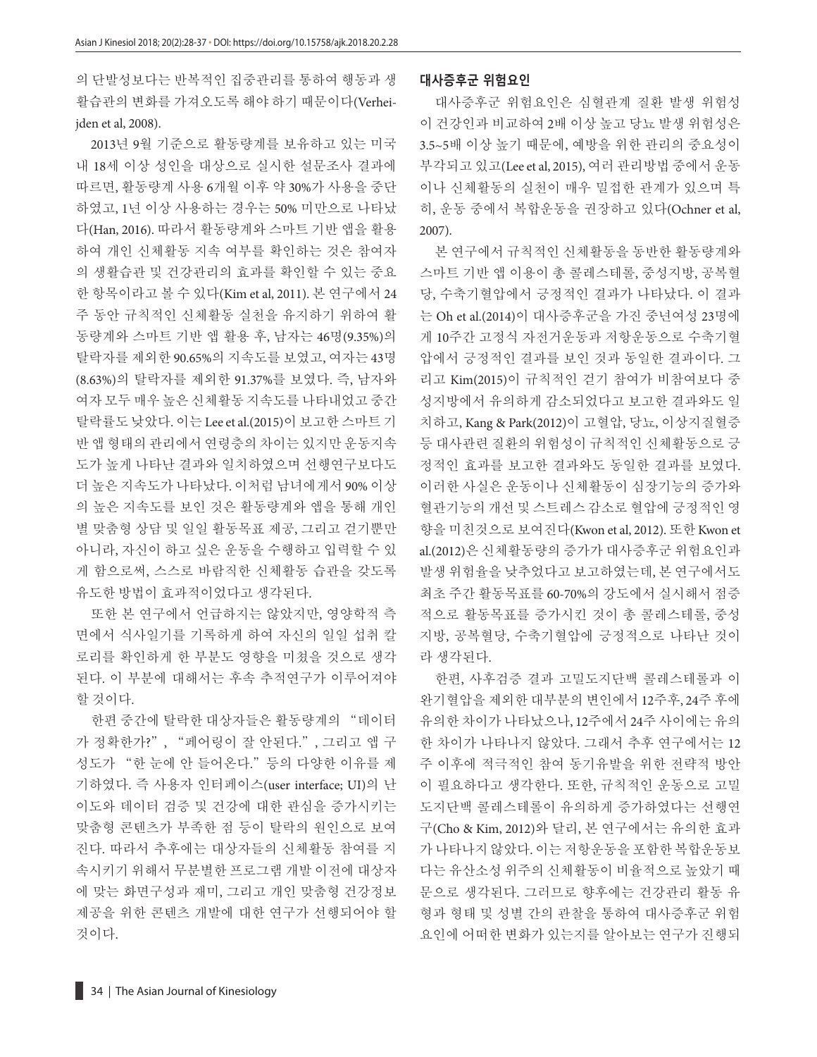의 단발성보다는 반복적인 집중관리를 통하여 행동과 생활습관의 변화를 가져오도록 해야 하기 때문이다(Verheijden et al, 2008).

2013년 9월 기준으로 활동량계를 보유하고 있는 미국 내 18세 이상 성인을 대상으로 실시한 설문조사 결과에 따르면, 활동량계 사용 6개월 이후 약 30%가 사용을 중단하였고, 1년 이상 사용하는 경우는 50% 미만으로 나타났다(Han, 2016). 따라서 활동량계와 스마트 기반 앱을 활용하여 개인 신체활동 지속 여부를 확인하는 것은 참여자의 생활습관 및 건강관리의 효과를 확인할 수 있는 중요한 항목이라고 볼 수 있다(Kim et al, 2011). 본 연구에서 24주 동안 규칙적인 신체활동 실천을 유지하기 위하여 활동량계와 스마트 기반 앱 활용 후, 남자는 46명(9.35%)의 탈락자를 제외한 90.65%의 지속도를 보였고, 여자는 43명(8.63%)의 탈락자를 제외한 91.37%를 보였다. 즉, 남자와 여자 모두 매우 높은 신체활동 지속도를 나타내었고 중간 탈락률도 낮았다. 이는 Lee et al.(2015)이 보고한 스마트 기반 앱 형태의 관리에서 연령층의 차이는 있지만 운동지속도가 높게 나타난 결과와 일치하였으며 선행연구보다도 더 높은 지속도가 나타났다. 이처럼 남녀에게서 90% 이상의 높은 지속도를 보인 것은 활동량계와 앱을 통해 개인별 맞춤형 상담 및 일일 활동목표 제공, 그리고 걷기뿐만 아니라, 자신이 하고 싶은 운동을 수행하고 입력할 수 있게 함으로써, 스스로 바람직한 신체활동 습관을 갖도록 유도한 방법이 효과적이었다고 생각된다.

또한 본 연구에서 언급하지는 않았지만, 영양학적 측면에서 식사일기를 기록하게 하여 자신의 일일 섭취 칼로리를 확인하게 한 부분도 영향을 미쳤을 것으로 생각된다. 이 부분에 대해서는 후속 추적연구가 이루어져야 할 것이다.

한편 중간에 탈락한 대상자들은 활동량계의 "데이터가 정확한가?", "페어링이 잘 안된다.", 그리고 앱 구성도가 "한 눈에 안 들어온다." 등의 다양한 이유를 제기하였다. 즉 사용자 인터페이스(user interface; UI)의 난이도와 데이터 검증 및 건강에 대한 관심을 증가시키는 맞춤형 콘텐츠가 부족한 점 등이 탈락의 원인으로 보여진다. 따라서 추후에는 대상자들의 신체활동 참여를 지속시키기 위해서 무분별한 프로그램 개발 이전에 대상자에 맞는 화면구성과 재미, 그리고 개인 맞춤형 건강정보 제공을 위한 콘텐츠 개발에 대한 연구가 선행되어야 할 것이다.

**대사증후군 위험요인**

대사증후군 위험요인은 심혈관계 질환 발생 위험성이 건강인과 비교하여 2배 이상 높고 당뇨 발생 위험성은 3.5~5배 이상 높기 때문에, 예방을 위한 관리의 중요성이 부각되고 있고(Lee et al, 2015), 여러 관리방법 중에서 운동이나 신체활동의 실천이 매우 밀접한 관계가 있으며 특히, 운동 중에서 복합운동을 권장하고 있다(Ochner et al, 2007).

본 연구에서 규칙적인 신체활동을 동반한 활동량계와 스마트 기반 앱 이용이 총 콜레스테롤, 중성지방, 공복혈당, 수축기혈압에서 긍정적인 결과가 나타났다. 이 결과는 Oh et al.(2014)이 대사증후군을 가진 중년여성 23명에게 10주간 고정식 자전거운동과 저항운동으로 수축기혈압에서 긍정적인 결과를 보인 것과 동일한 결과이다. 그리고 Kim(2015)이 규칙적인 걷기 참여가 비참여보다 중성지방에서 유의하게 감소되었다고 보고한 결과와도 일치하고, Kang & Park(2012)이 고혈압, 당뇨, 이상지질혈증 등 대사관련 질환의 위험성이 규칙적인 신체활동으로 긍정적인 효과를 보고한 결과와도 동일한 결과를 보였다. 이러한 사실은 운동이나 신체활동이 심장기능의 증가와 혈관기능의 개선 및 스트레스 감소로 혈압에 긍정적인 영향을 미친것으로 보여진다(Kwon et al, 2012). 또한 Kwon et al.(2012)은 신체활동량의 증가가 대사증후군 위험요인과 발생 위험율을 낮추었다고 보고하였는데, 본 연구에서도 최초 주간 활동목표를 60-70%의 강도에서 실시해서 점증적으로 활동목표를 증가시킨 것이 총 콜레스테롤, 중성지방, 공복혈당, 수축기혈압에 긍정적으로 나타난 것이라 생각된다.

한편, 사후검증 결과 고밀도지단백 콜레스테롤과 이완기혈압을 제외한 대부분의 변인에서 12주후, 24주 후에 유의한 차이가 나타났으나, 12주에서 24주 사이에는 유의한 차이가 나타나지 않았다. 그래서 추후 연구에서는 12주 이후에 적극적인 참여 동기유발을 위한 전략적 방안이 필요하다고 생각한다. 또한, 규칙적인 운동으로 고밀도지단백 콜레스테롤이 유의하게 증가하였다는 선행연구(Cho & Kim, 2012)와 달리, 본 연구에서는 유의한 효과가 나타나지 않았다. 이는 저항운동을 포함한 복합운동보다는 유산소성 위주의 신체활동이 비율적으로 높았기 때문으로 생각된다. 그러므로 향후에는 건강관리 활동 유형과 형태 및 성별 간의 관찰을 통하여 대사증후군 위험요인에 어떠한 변화가 있는지를 알아보는 연구가 진행되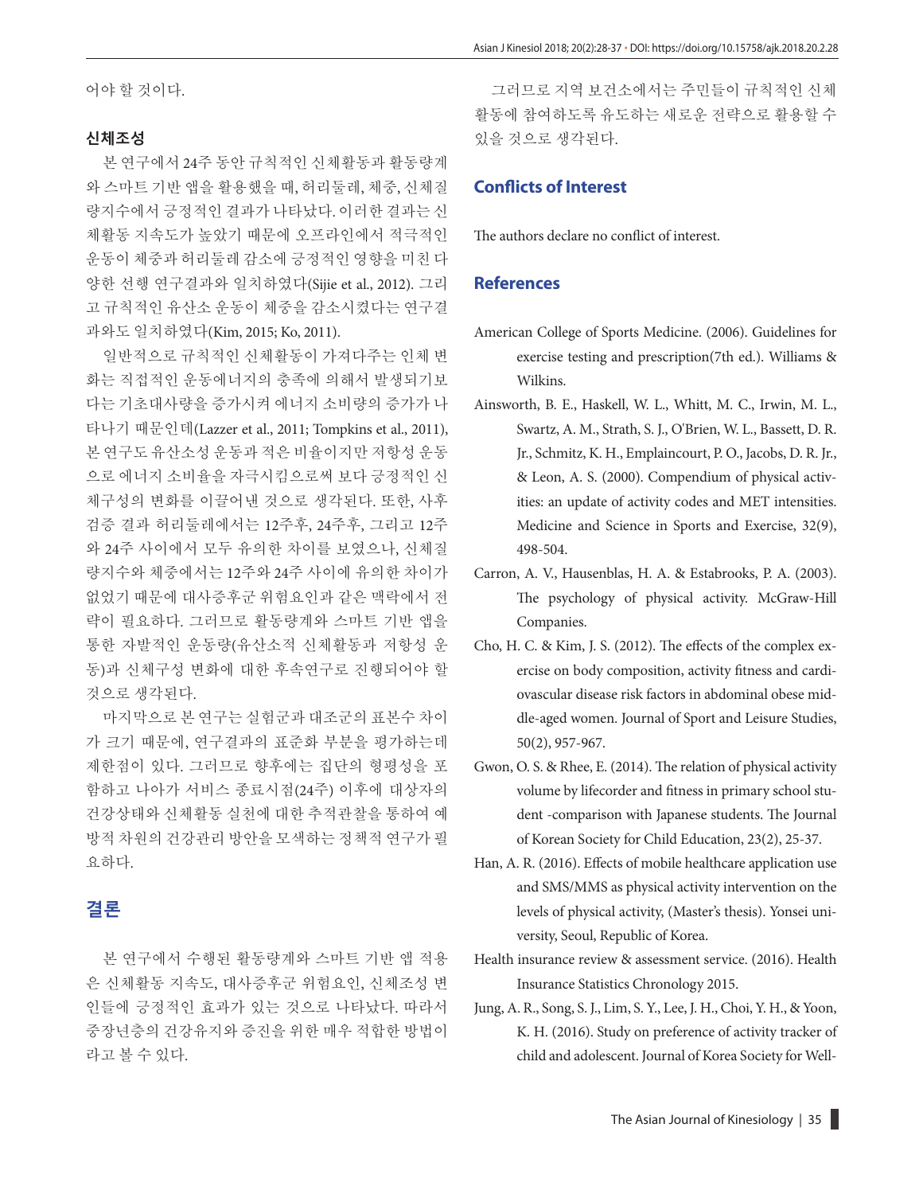어야 할 것이다.

### 신체조성

본 연구에서 24주 동안 규칙적인 신체활동과 활동량계와 스마트 기반 앱을 활용했을 때, 허리둘레, 체중, 신체질량지수에서 긍정적인 결과가 나타났다. 이러한 결과는 신체활동 지속도가 높았기 때문에 오프라인에서 적극적인 운동이 체중과 허리둘레 감소에 긍정적인 영향을 미친 다양한 선행 연구결과와 일치하였다(Sijie et al., 2012). 그리고 규칙적인 유산소 운동이 체중을 감소시켰다는 연구결과와도 일치하였다(Kim, 2015; Ko, 2011).

일반적으로 규칙적인 신체활동이 가져다주는 인체 변화는 직접적인 운동에너지의 충족에 의해서 발생되기보다는 기초대사량을 증가시켜 에너지 소비량의 증가가 나타나기 때문인데(Lazzer et al., 2011; Tompkins et al., 2011), 본 연구도 유산소성 운동과 적은 비율이지만 저항성 운동으로 에너지 소비율을 자극시킴으로써 보다 긍정적인 신체구성의 변화를 이끌어낸 것으로 생각된다. 또한, 사후검증 결과 허리둘레에서는 12주후, 24주후, 그리고 12주와 24주 사이에서 모두 유의한 차이를 보였으나, 신체질량지수와 체중에서는 12주와 24주 사이에 유의한 차이가 없었기 때문에 대사증후군 위험요인과 같은 맥락에서 전략이 필요하다. 그러므로 활동량계와 스마트 기반 앱을 통한 자발적인 운동량(유산소적 신체활동과 저항성 운동)과 신체구성 변화에 대한 후속연구로 진행되어야 할 것으로 생각된다.

마지막으로 본 연구는 실험군과 대조군의 표본수 차이가 크기 때문에, 연구결과의 표준화 부분을 평가하는데 제한점이 있다. 그러므로 향후에는 집단의 형평성을 포함하고 나아가 서비스 종료시점(24주) 이후에 대상자의 건강상태와 신체활동 실천에 대한 추적관찰을 통하여 예방적 차원의 건강관리 방안을 모색하는 정책적 연구가 필요하다.

## 결론

본 연구에서 수행된 활동량계와 스마트 기반 앱 적용은 신체활동 지속도, 대사증후군 위험요인, 신체조성 변인들에 긍정적인 효과가 있는 것으로 나타났다. 따라서 중장년층의 건강유지와 증진을 위한 매우 적합한 방법이라고 볼 수 있다.

그러므로 지역 보건소에서는 주민들이 규칙적인 신체활동에 참여하도록 유도하는 새로운 전략으로 활용할 수 있을 것으로 생각된다.

## Conflicts of Interest

The authors declare no conflict of interest.

## References

American College of Sports Medicine. (2006). Guidelines for exercise testing and prescription(7th ed.). Williams & Wilkins.

Ainsworth, B. E., Haskell, W. L., Whitt, M. C., Irwin, M. L., Swartz, A. M., Strath, S. J., O'Brien, W. L., Bassett, D. R. Jr., Schmitz, K. H., Emplaincourt, P. O., Jacobs, D. R. Jr., & Leon, A. S. (2000). Compendium of physical activities: an update of activity codes and MET intensities. Medicine and Science in Sports and Exercise, 32(9), 498-504.

Carron, A. V., Hausenblas, H. A. & Estabrooks, P. A. (2003). The psychology of physical activity. McGraw-Hill Companies.

Cho, H. C. & Kim, J. S. (2012). The effects of the complex exercise on body composition, activity fitness and cardiovascular disease risk factors in abdominal obese middle-aged women. Journal of Sport and Leisure Studies, 50(2), 957-967.

Gwon, O. S. & Rhee, E. (2014). The relation of physical activity volume by lifecorder and fitness in primary school student -comparison with Japanese students. The Journal of Korean Society for Child Education, 23(2), 25-37.

Han, A. R. (2016). Effects of mobile healthcare application use and SMS/MMS as physical activity intervention on the levels of physical activity, (Master's thesis). Yonsei university, Seoul, Republic of Korea.

Health insurance review & assessment service. (2016). Health Insurance Statistics Chronology 2015.

Jung, A. R., Song, S. J., Lim, S. Y., Lee, J. H., Choi, Y. H., & Yoon, K. H. (2016). Study on preference of activity tracker of child and adolescent. Journal of Korea Society for Well-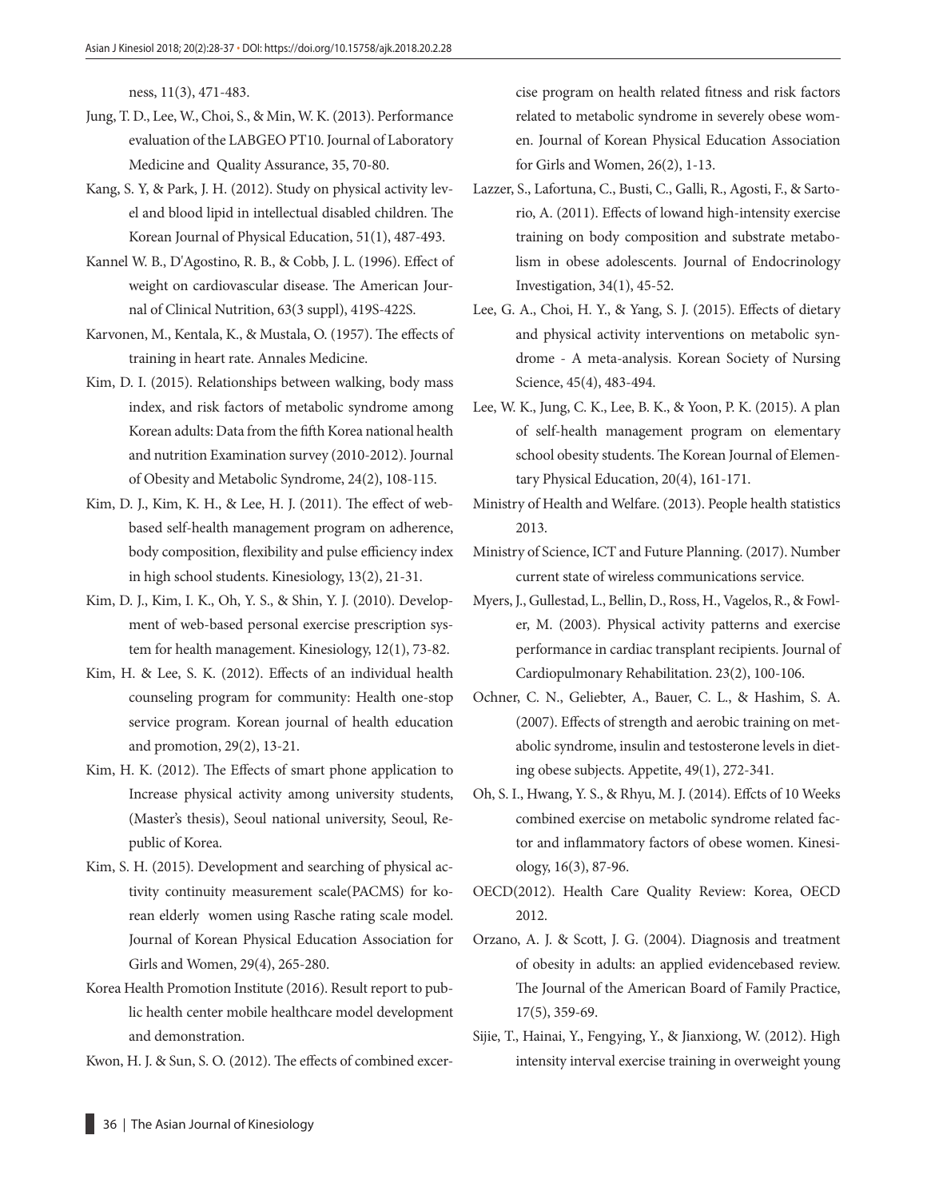ness, 11(3), 471-483.

Jung, T. D., Lee, W., Choi, S., & Min, W. K. (2013). Performance evaluation of the LABGEO PT10. Journal of Laboratory Medicine and Quality Assurance, 35, 70-80.

Kang, S. Y, & Park, J. H. (2012). Study on physical activity level and blood lipid in intellectual disabled children. The Korean Journal of Physical Education, 51(1), 487-493.

Kannel W. B., D'Agostino, R. B., & Cobb, J. L. (1996). Effect of weight on cardiovascular disease. The American Journal of Clinical Nutrition, 63(3 suppl), 419S-422S.

Karvonen, M., Kentala, K., & Mustala, O. (1957). The effects of training in heart rate. Annales Medicine.

Kim, D. I. (2015). Relationships between walking, body mass index, and risk factors of metabolic syndrome among Korean adults: Data from the fifth Korea national health and nutrition Examination survey (2010-2012). Journal of Obesity and Metabolic Syndrome, 24(2), 108-115.

Kim, D. J., Kim, K. H., & Lee, H. J. (2011). The effect of web-based self-health management program on adherence, body composition, flexibility and pulse efficiency index in high school students. Kinesiology, 13(2), 21-31.

Kim, D. J., Kim, I. K., Oh, Y. S., & Shin, Y. J. (2010). Development of web-based personal exercise prescription system for health management. Kinesiology, 12(1), 73-82.

Kim, H. & Lee, S. K. (2012). Effects of an individual health counseling program for community: Health one-stop service program. Korean journal of health education and promotion, 29(2), 13-21.

Kim, H. K. (2012). The Effects of smart phone application to Increase physical activity among university students, (Master's thesis), Seoul national university, Seoul, Republic of Korea.

Kim, S. H. (2015). Development and searching of physical activity continuity measurement scale(PACMS) for korean elderly women using Rasche rating scale model. Journal of Korean Physical Education Association for Girls and Women, 29(4), 265-280.

Korea Health Promotion Institute (2016). Result report to public health center mobile healthcare model development and demonstration.

Kwon, H. J. & Sun, S. O. (2012). The effects of combined exercise program on health related fitness and risk factors related to metabolic syndrome in severely obese women. Journal of Korean Physical Education Association for Girls and Women, 26(2), 1-13.

Lazzer, S., Lafortuna, C., Busti, C., Galli, R., Agosti, F., & Sartorio, A. (2011). Effects of lowand high-intensity exercise training on body composition and substrate metabolism in obese adolescents. Journal of Endocrinology Investigation, 34(1), 45-52.

Lee, G. A., Choi, H. Y., & Yang, S. J. (2015). Effects of dietary and physical activity interventions on metabolic syndrome - A meta-analysis. Korean Society of Nursing Science, 45(4), 483-494.

Lee, W. K., Jung, C. K., Lee, B. K., & Yoon, P. K. (2015). A plan of self-health management program on elementary school obesity students. The Korean Journal of Elementary Physical Education, 20(4), 161-171.

Ministry of Health and Welfare. (2013). People health statistics 2013.

Ministry of Science, ICT and Future Planning. (2017). Number current state of wireless communications service.

Myers, J., Gullestad, L., Bellin, D., Ross, H., Vagelos, R., & Fowler, M. (2003). Physical activity patterns and exercise performance in cardiac transplant recipients. Journal of Cardiopulmonary Rehabilitation. 23(2), 100-106.

Ochner, C. N., Geliebter, A., Bauer, C. L., & Hashim, S. A. (2007). Effects of strength and aerobic training on metabolic syndrome, insulin and testosterone levels in dieting obese subjects. Appetite, 49(1), 272-341.

Oh, S. I., Hwang, Y. S., & Rhyu, M. J. (2014). Effcts of 10 Weeks combined exercise on metabolic syndrome related factor and inflammatory factors of obese women. Kinesiology, 16(3), 87-96.

OECD(2012). Health Care Quality Review: Korea, OECD 2012.

Orzano, A. J. & Scott, J. G. (2004). Diagnosis and treatment of obesity in adults: an applied evidencebased review. The Journal of the American Board of Family Practice, 17(5), 359-69.

Sijie, T., Hainai, Y., Fengying, Y., & Jianxiong, W. (2012). High intensity interval exercise training in overweight young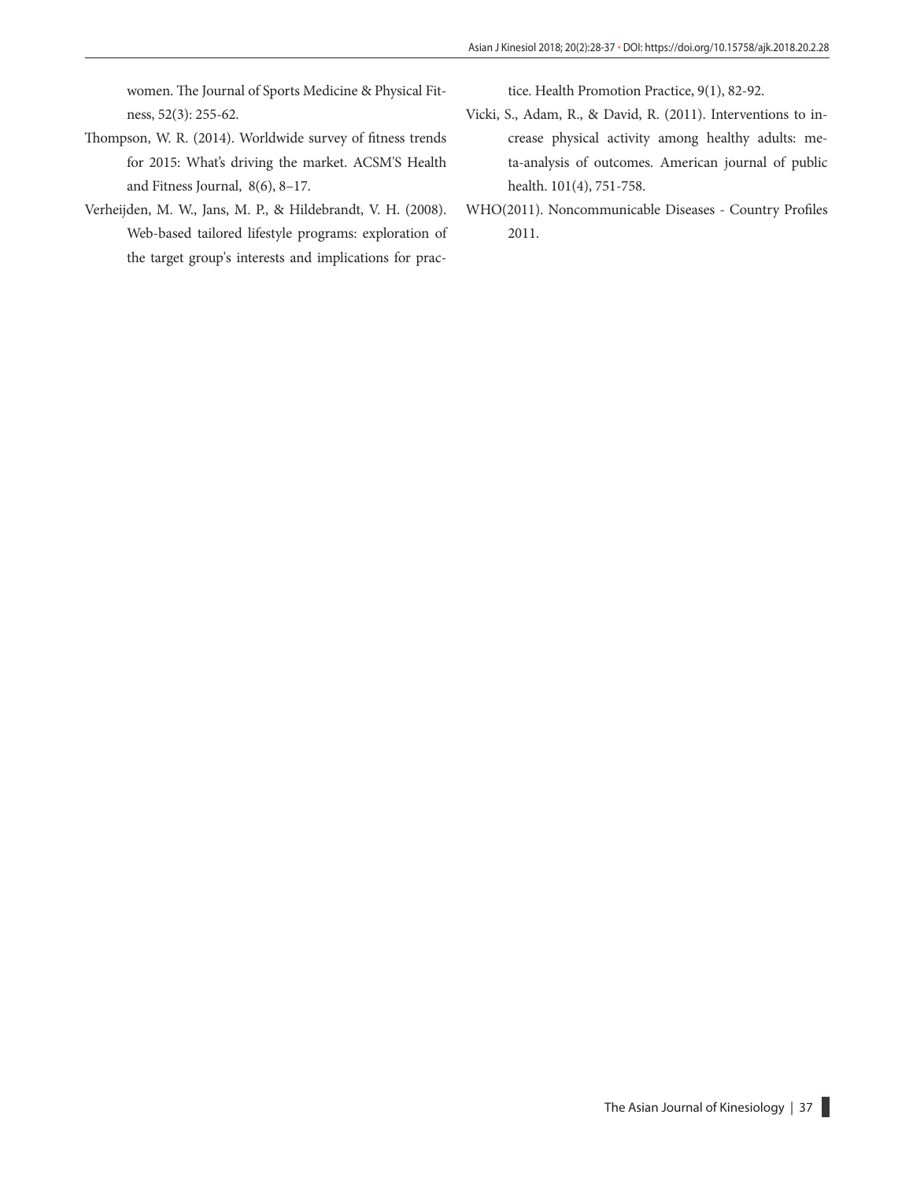women. The Journal of Sports Medicine & Physical Fitness, 52(3): 255-62.

Thompson, W. R. (2014). Worldwide survey of fitness trends for 2015: What's driving the market. ACSM'S Health and Fitness Journal, 8(6), 8–17.

Verheijden, M. W., Jans, M. P., & Hildebrandt, V. H. (2008). Web-based tailored lifestyle programs: exploration of the target group's interests and implications for practice. Health Promotion Practice, 9(1), 82-92.

Vicki, S., Adam, R., & David, R. (2011). Interventions to increase physical activity among healthy adults: meta-analysis of outcomes. American journal of public health. 101(4), 751-758.

WHO(2011). Noncommunicable Diseases - Country Profiles 2011.